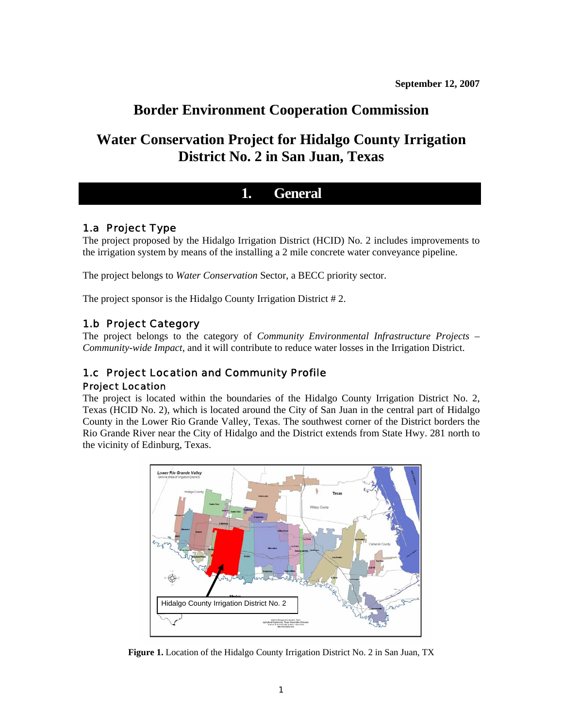September 12, 2007

# Border Environment Cooperation Commission

# Water Conservation Project for Hidalgo County Irrigation District No. 2 in San Juan, Texas

## 1. General

### 1.a Project Type

The project proposed by the Hidalgo Irrigation District (HCID) No. 2 includes improvements to the irrigation system by means of the installing a 2 mile concrete water conveyance pipeline.

The project belongs to *Water Conservation* Sector, a BECC priority sector.

The project sponsor is the Hidalgo County Irrigation District # 2.

### 1.b Project Category

The project belongs to the category of *Community Environmental Infrastructure Projects – Community-wide Impact*, and it will contribute to reduce water losses in the Irrigation District.

### 1.c Project Location and Community Profile

#### Project Location

The project is located within the boundaries of the Hidalgo County Irrigation District No. 2, Texas (HCID No. 2), which is located around the City of San Juan in the central part of Hidalgo County in the Lower Rio Grande Valley, Texas. The southwest corner of the District borders the Rio Grande River near the City of Hidalgo and the District extends from State Hwy. 281 north to the vicinity of Edinburg, Texas.

**Figure 1.** Location of the Hidalgo County Irrigation District No. 2 in San Juan, TX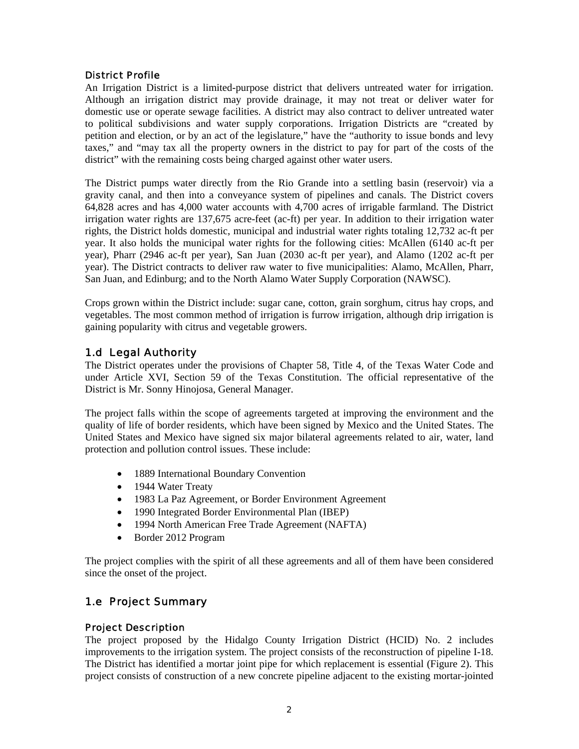### District Profile

An Irrigation District is a limited-purpose district that delivers untreated water for irrigation. Although an irrigation district may provide drainage, it may not treat or deliver water for domestic use or operate sewage facilities. A district may also contract to deliver untreated water to political subdivisions and water supply corporations. Irrigation Districts are "created by petition and election, or by an act of the legislature," have the "authority to issue bonds and levy taxes," and "may tax all the property owners in the district to pay for part of the costs of the district" with the remaining costs being charged against other water users.

The District pumps water directly from the Rio Grande into a settling basin (reservoir) via a gravity canal, and then into a conveyance system of pipelines and canals. The District covers 64,828 acres and has 4,000 water accounts with 4,700 acres of irrigable farmland. The District irrigation water rights are 137,675 acre-feet (ac-ft) per year. In addition to their irrigation water rights, the District holds domestic, municipal and industrial water rights totaling 12,732 ac-ft per year. It also holds the municipal water rights for the following cities: McAllen (6140 ac-ft per year), Pharr (2946 ac-ft per year), San Juan (2030 ac-ft per year), and Alamo (1202 ac-ft per year). The District contracts to deliver raw water to five municipalities: Alamo, McAllen, Pharr, San Juan, and Edinburg; and to the North Alamo Water Supply Corporation (NAWSC).

Crops grown within the District include: sugar cane, cotton, grain sorghum, citrus hay crops, and vegetables. The most common method of irrigation is furrow irrigation, although drip irrigation is gaining popularity with citrus and vegetable growers.

## 1.d Legal Authority

The District operates under the provisions of Chapter 58, Title 4, of the Texas Water Code and under Article XVI, Section 59 of the Texas Constitution. The official representative of the District is Mr. Sonny Hinojosa, General Manager.

The project falls within the scope of agreements targeted at improving the environment and the quality of life of border residents, which have been signed by Mexico and the United States. The United States and Mexico have signed six major bilateral agreements related to air, water, land protection and pollution control issues. These include:

- 1889 International Boundary Convention
- 1944 Water Treaty
- 1983 La Paz Agreement, or Border Environment Agreement
- 1990 Integrated Border Environmental Plan (IBEP)
- 1994 North American Free Trade Agreement (NAFTA)
- Border 2012 Program

The project complies with the spirit of all these agreements and all of them have been considered since the onset of the project.

## 1.e Project Summary

### Project Description

The project proposed by the Hidalgo County Irrigation District (HCID) No. 2 includes improvements to the irrigation system. The project consists of the reconstruction of pipeline I-18. The District has identified a mortar joint pipe for which replacement is essential (Figure 2). This project consists of construction of a new concrete pipeline adjacent to the existing mortar-jointed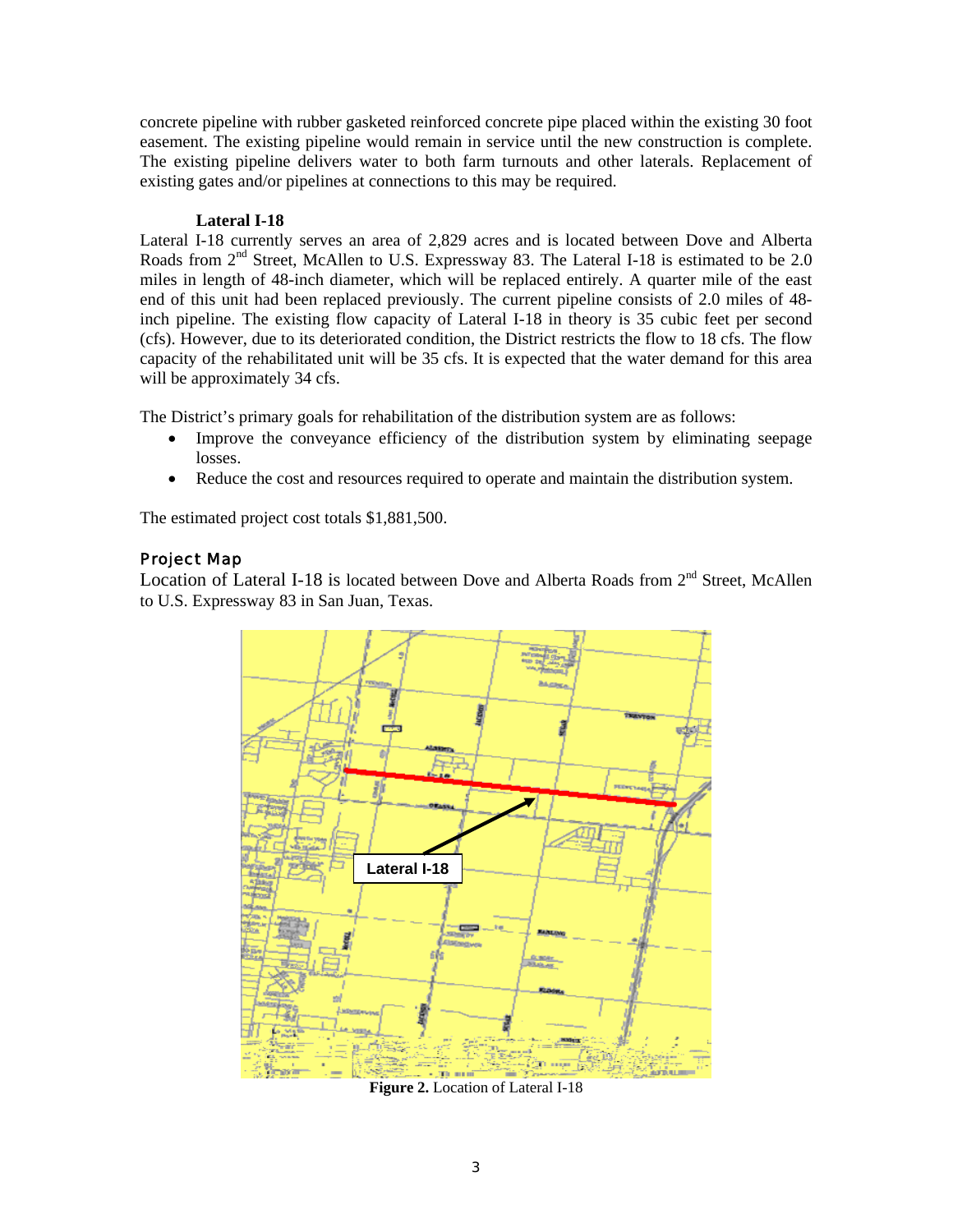concrete pipeline with rubber gasketed reinforced concrete pipe placed within the existing 30 foot easement. The existing pipeline would remain in service until the new construction is complete. The existing pipeline delivers water to both farm turnouts and other laterals. Replacement of existing gates and/or pipelines at connections to this may be required.

**Lateral I-18**

Lateral I-18 currently serves an area of 2,829 acres and is located between Dove and Alberta Roads from 2nd Street, McAllen to U.S. Expressway 83. The Lateral I-18 is estimated to be 2.0 miles in length of 48-inch diameter, which will be replaced entirely. A quarter mile of the east end of this unit had been replaced previously. The current pipeline consists of 2.0 miles of 48-inch pipeline. The existing flow capacity of Lateral I-18 in theory is 35 cubic feet per second (cfs). However, due to its deteriorated condition, the District restricts the flow to 18 cfs. The flow capacity of the rehabilitated unit will be 35 cfs. It is expected that the water demand for this area will be approximately 34 cfs.

The District's primary goals for rehabilitation of the distribution system are as follows:

- Improve the conveyance efficiency of the distribution system by eliminating seepage losses.
- Reduce the cost and resources required to operate and maintain the distribution system.

The estimated project cost totals $1,881,500.

## Project Map

Location of Lateral I-18 is located between Dove and Alberta Roads from 2nd Street, McAllen to U.S. Expressway 83 in San Juan, Texas.

**Figure 2.** Location of Lateral I-18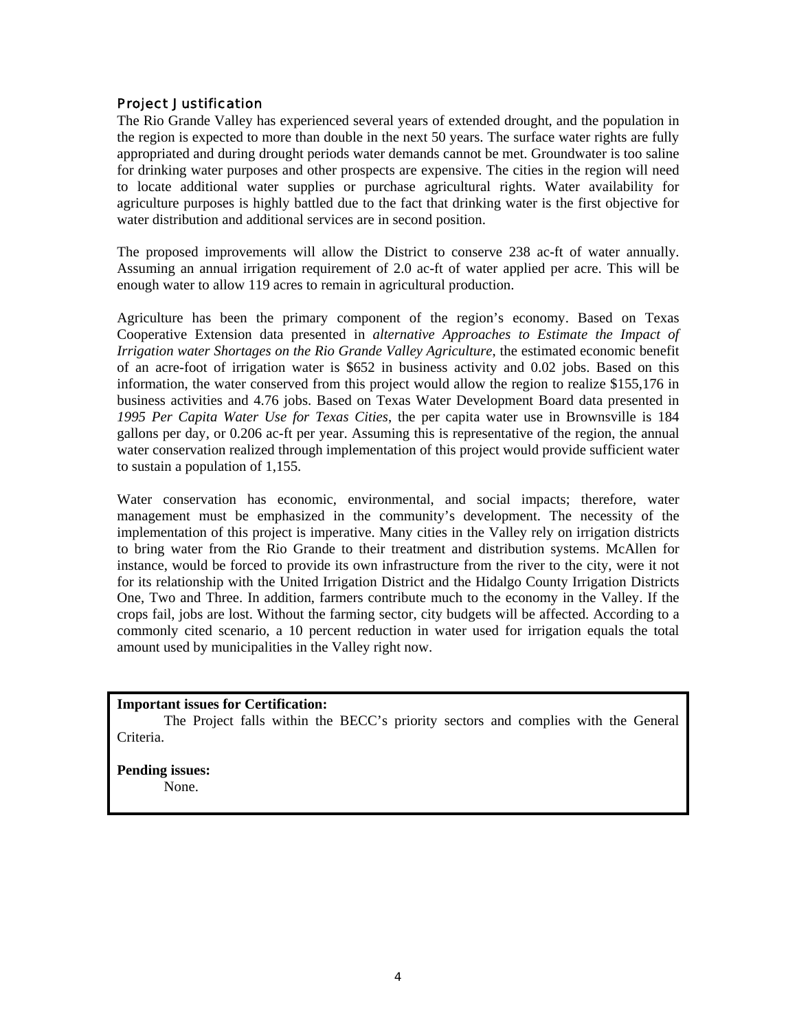### Project Justification

The Rio Grande Valley has experienced several years of extended drought, and the population in the region is expected to more than double in the next 50 years. The surface water rights are fully appropriated and during drought periods water demands cannot be met. Groundwater is too saline for drinking water purposes and other prospects are expensive. The cities in the region will need to locate additional water supplies or purchase agricultural rights. Water availability for agriculture purposes is highly battled due to the fact that drinking water is the first objective for water distribution and additional services are in second position.

The proposed improvements will allow the District to conserve 238 ac-ft of water annually. Assuming an annual irrigation requirement of 2.0 ac-ft of water applied per acre. This will be enough water to allow 119 acres to remain in agricultural production.

Agriculture has been the primary component of the region's economy. Based on Texas Cooperative Extension data presented in *alternative Approaches to Estimate the Impact of Irrigation water Shortages on the Rio Grande Valley Agriculture*, the estimated economic benefit of an acre-foot of irrigation water is $652 in business activity and 0.02 jobs. Based on this information, the water conserved from this project would allow the region to realize $155,176 in business activities and 4.76 jobs. Based on Texas Water Development Board data presented in *1995 Per Capita Water Use for Texas Cities*, the per capita water use in Brownsville is 184 gallons per day, or 0.206 ac-ft per year. Assuming this is representative of the region, the annual water conservation realized through implementation of this project would provide sufficient water to sustain a population of 1,155.

Water conservation has economic, environmental, and social impacts; therefore, water management must be emphasized in the community's development. The necessity of the implementation of this project is imperative. Many cities in the Valley rely on irrigation districts to bring water from the Rio Grande to their treatment and distribution systems. McAllen for instance, would be forced to provide its own infrastructure from the river to the city, were it not for its relationship with the United Irrigation District and the Hidalgo County Irrigation Districts One, Two and Three. In addition, farmers contribute much to the economy in the Valley. If the crops fail, jobs are lost. Without the farming sector, city budgets will be affected. According to a commonly cited scenario, a 10 percent reduction in water used for irrigation equals the total amount used by municipalities in the Valley right now.

**Important issues for Certification:**

The Project falls within the BECC's priority sectors and complies with the General Criteria.

**Pending issues:**

None.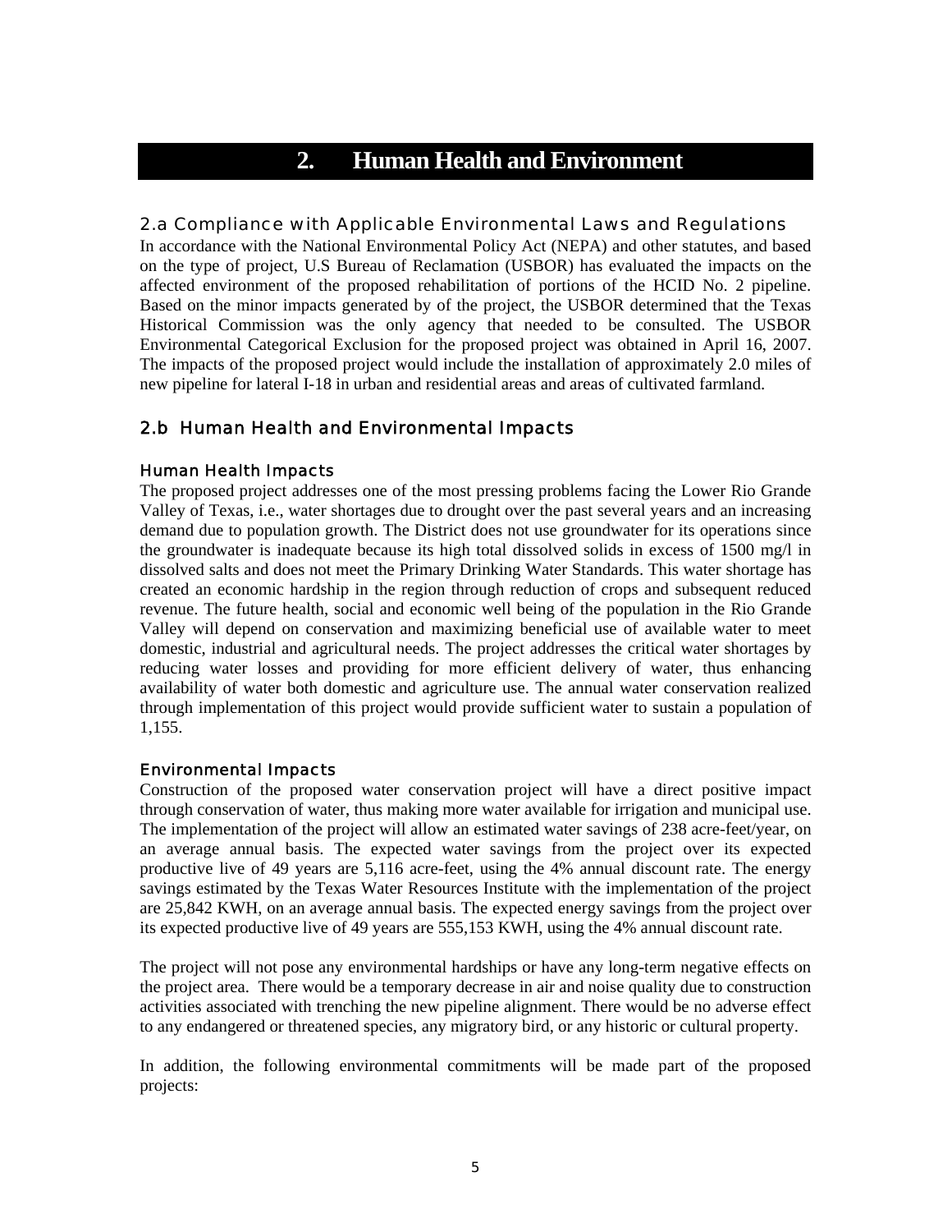# 2. Human Health and Environment

## 2.a Compliance with Applicable Environmental Laws and Regulations

In accordance with the National Environmental Policy Act (NEPA) and other statutes, and based on the type of project, U.S Bureau of Reclamation (USBOR) has evaluated the impacts on the affected environment of the proposed rehabilitation of portions of the HCID No. 2 pipeline. Based on the minor impacts generated by of the project, the USBOR determined that the Texas Historical Commission was the only agency that needed to be consulted. The USBOR Environmental Categorical Exclusion for the proposed project was obtained in April 16, 2007. The impacts of the proposed project would include the installation of approximately 2.0 miles of new pipeline for lateral I-18 in urban and residential areas and areas of cultivated farmland.

## 2.b Human Health and Environmental Impacts

### Human Health Impacts

The proposed project addresses one of the most pressing problems facing the Lower Rio Grande Valley of Texas, i.e., water shortages due to drought over the past several years and an increasing demand due to population growth. The District does not use groundwater for its operations since the groundwater is inadequate because its high total dissolved solids in excess of 1500 mg/l in dissolved salts and does not meet the Primary Drinking Water Standards. This water shortage has created an economic hardship in the region through reduction of crops and subsequent reduced revenue. The future health, social and economic well being of the population in the Rio Grande Valley will depend on conservation and maximizing beneficial use of available water to meet domestic, industrial and agricultural needs. The project addresses the critical water shortages by reducing water losses and providing for more efficient delivery of water, thus enhancing availability of water both domestic and agriculture use. The annual water conservation realized through implementation of this project would provide sufficient water to sustain a population of 1,155.

### Environmental Impacts

Construction of the proposed water conservation project will have a direct positive impact through conservation of water, thus making more water available for irrigation and municipal use. The implementation of the project will allow an estimated water savings of 238 acre-feet/year, on an average annual basis. The expected water savings from the project over its expected productive live of 49 years are 5,116 acre-feet, using the 4% annual discount rate. The energy savings estimated by the Texas Water Resources Institute with the implementation of the project are 25,842 KWH, on an average annual basis. The expected energy savings from the project over its expected productive live of 49 years are 555,153 KWH, using the 4% annual discount rate.

The project will not pose any environmental hardships or have any long-term negative effects on the project area. There would be a temporary decrease in air and noise quality due to construction activities associated with trenching the new pipeline alignment. There would be no adverse effect to any endangered or threatened species, any migratory bird, or any historic or cultural property.

In addition, the following environmental commitments will be made part of the proposed projects: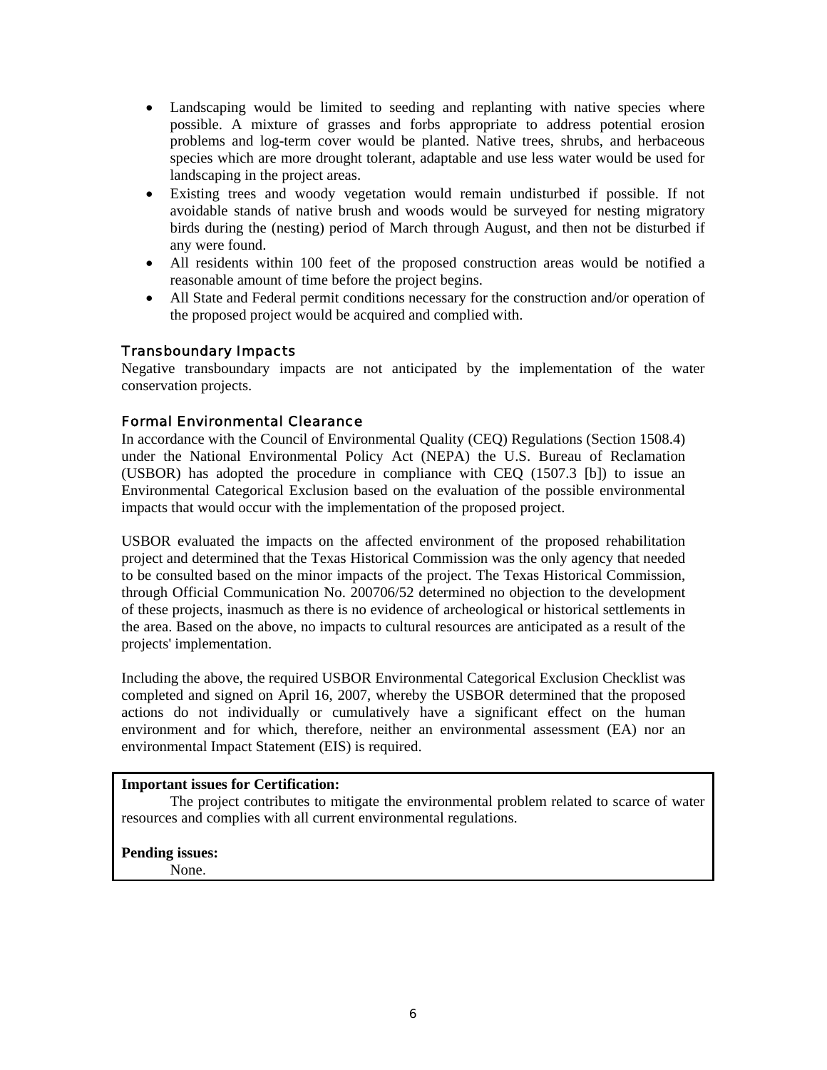- Landscaping would be limited to seeding and replanting with native species where possible. A mixture of grasses and forbs appropriate to address potential erosion problems and log-term cover would be planted. Native trees, shrubs, and herbaceous species which are more drought tolerant, adaptable and use less water would be used for landscaping in the project areas.
- Existing trees and woody vegetation would remain undisturbed if possible. If not avoidable stands of native brush and woods would be surveyed for nesting migratory birds during the (nesting) period of March through August, and then not be disturbed if any were found.
- All residents within 100 feet of the proposed construction areas would be notified a reasonable amount of time before the project begins.
- All State and Federal permit conditions necessary for the construction and/or operation of the proposed project would be acquired and complied with.

### Transboundary Impacts

Negative transboundary impacts are not anticipated by the implementation of the water conservation projects.

### Formal Environmental Clearance

In accordance with the Council of Environmental Quality (CEQ) Regulations (Section 1508.4) under the National Environmental Policy Act (NEPA) the U.S. Bureau of Reclamation (USBOR) has adopted the procedure in compliance with CEQ (1507.3 [b]) to issue an Environmental Categorical Exclusion based on the evaluation of the possible environmental impacts that would occur with the implementation of the proposed project.

USBOR evaluated the impacts on the affected environment of the proposed rehabilitation project and determined that the Texas Historical Commission was the only agency that needed to be consulted based on the minor impacts of the project. The Texas Historical Commission, through Official Communication No. 200706/52 determined no objection to the development of these projects, inasmuch as there is no evidence of archeological or historical settlements in the area. Based on the above, no impacts to cultural resources are anticipated as a result of the projects' implementation.

Including the above, the required USBOR Environmental Categorical Exclusion Checklist was completed and signed on April 16, 2007, whereby the USBOR determined that the proposed actions do not individually or cumulatively have a significant effect on the human environment and for which, therefore, neither an environmental assessment (EA) nor an environmental Impact Statement (EIS) is required.

**Important issues for Certification:**

The project contributes to mitigate the environmental problem related to scarce of water resources and complies with all current environmental regulations.

**Pending issues:**

None.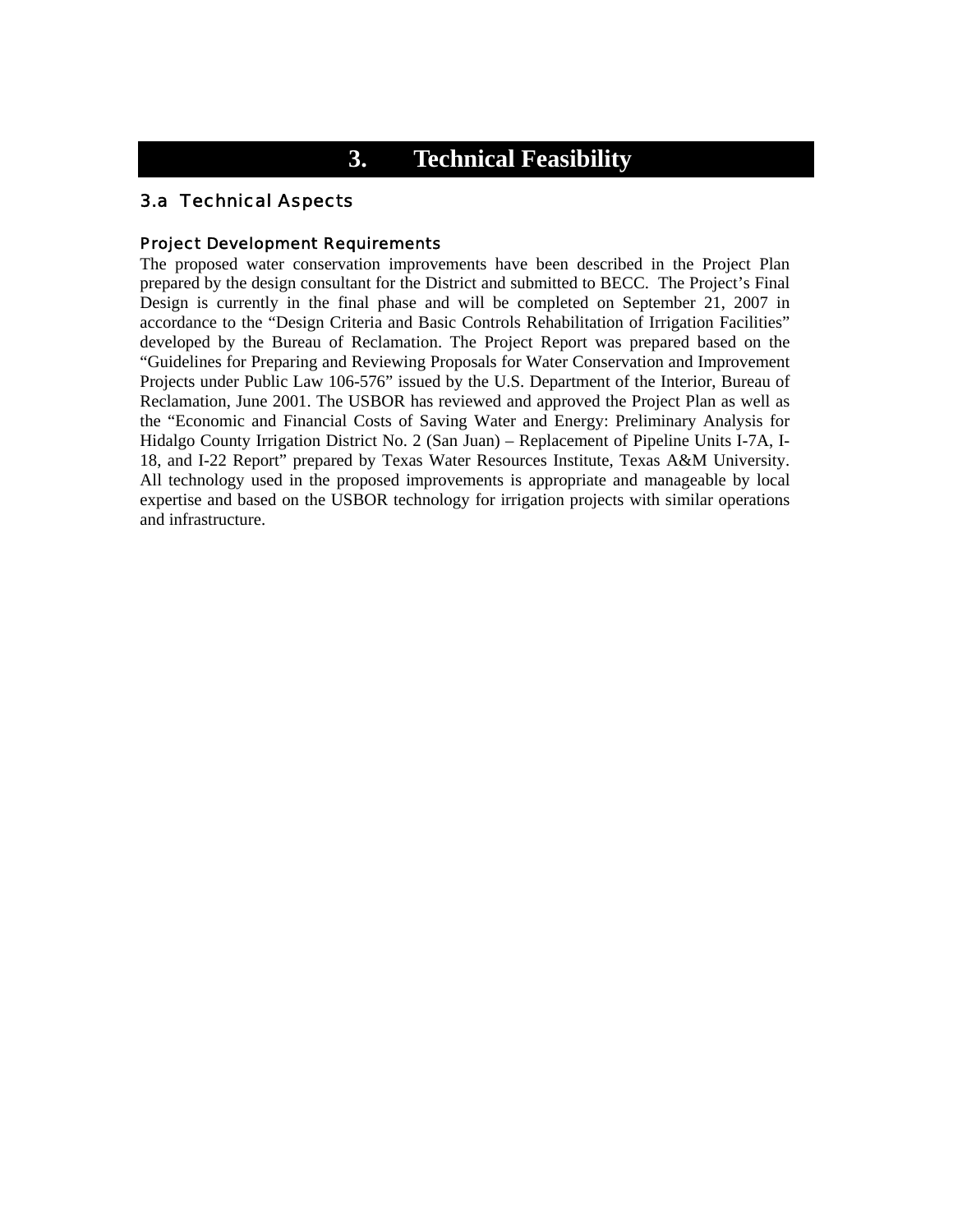# 3. Technical Feasibility

## 3.a Technical Aspects

### Project Development Requirements

The proposed water conservation improvements have been described in the Project Plan prepared by the design consultant for the District and submitted to BECC. The Project's Final Design is currently in the final phase and will be completed on September 21, 2007 in accordance to the "Design Criteria and Basic Controls Rehabilitation of Irrigation Facilities" developed by the Bureau of Reclamation. The Project Report was prepared based on the "Guidelines for Preparing and Reviewing Proposals for Water Conservation and Improvement Projects under Public Law 106-576" issued by the U.S. Department of the Interior, Bureau of Reclamation, June 2001. The USBOR has reviewed and approved the Project Plan as well as the "Economic and Financial Costs of Saving Water and Energy: Preliminary Analysis for Hidalgo County Irrigation District No. 2 (San Juan) – Replacement of Pipeline Units I-7A, I-18, and I-22 Report" prepared by Texas Water Resources Institute, Texas A&M University. All technology used in the proposed improvements is appropriate and manageable by local expertise and based on the USBOR technology for irrigation projects with similar operations and infrastructure.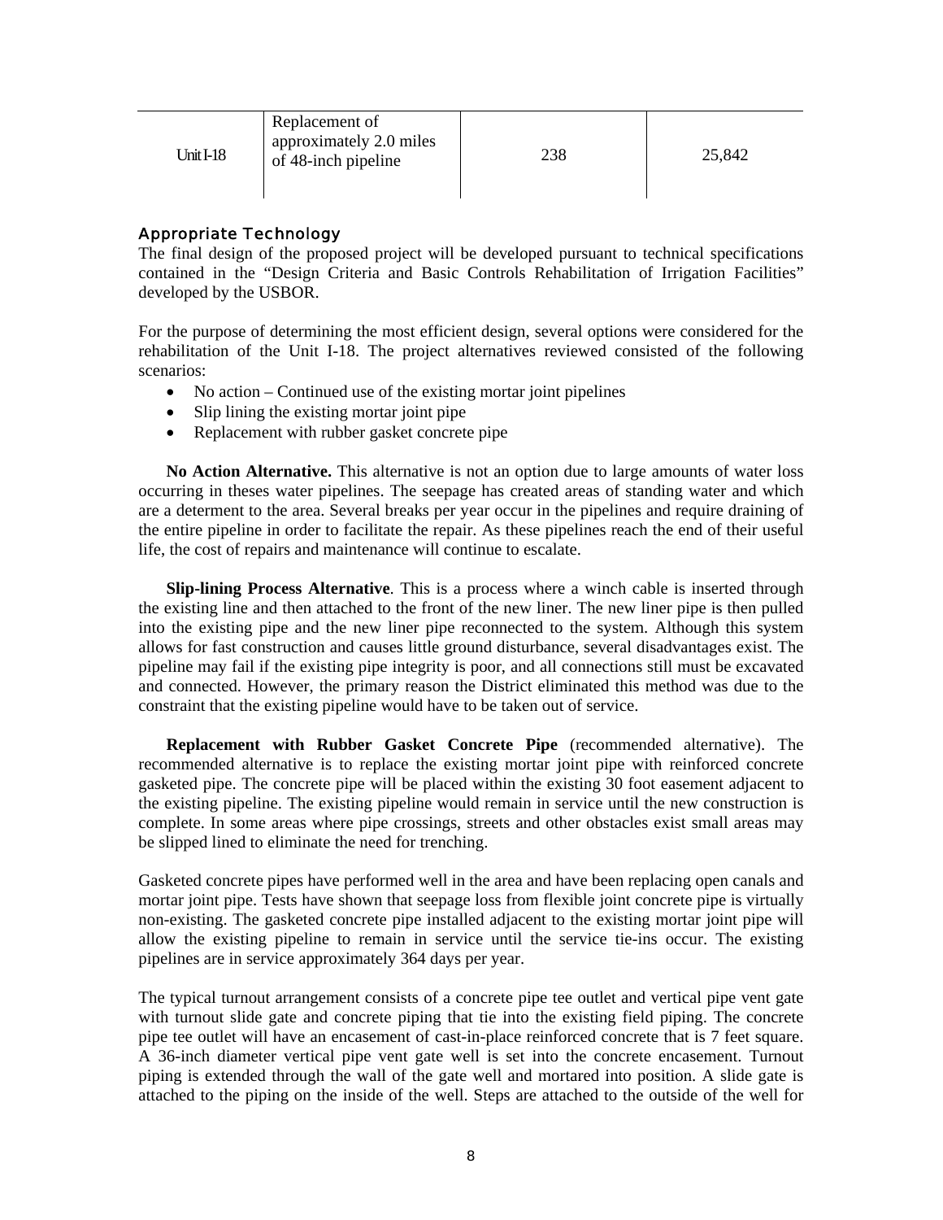| Unit I-18 | Replacement of approximately 2.0 miles of 48-inch pipeline | 238 | 25,842 |
|---|---|---|---|

## Appropriate Technology

The final design of the proposed project will be developed pursuant to technical specifications contained in the "Design Criteria and Basic Controls Rehabilitation of Irrigation Facilities" developed by the USBOR.

For the purpose of determining the most efficient design, several options were considered for the rehabilitation of the Unit I-18. The project alternatives reviewed consisted of the following scenarios:

- No action – Continued use of the existing mortar joint pipelines
- Slip lining the existing mortar joint pipe
- Replacement with rubber gasket concrete pipe

**No Action Alternative.** This alternative is not an option due to large amounts of water loss occurring in theses water pipelines. The seepage has created areas of standing water and which are a determent to the area. Several breaks per year occur in the pipelines and require draining of the entire pipeline in order to facilitate the repair. As these pipelines reach the end of their useful life, the cost of repairs and maintenance will continue to escalate.

**Slip-lining Process Alternative**. This is a process where a winch cable is inserted through the existing line and then attached to the front of the new liner. The new liner pipe is then pulled into the existing pipe and the new liner pipe reconnected to the system. Although this system allows for fast construction and causes little ground disturbance, several disadvantages exist. The pipeline may fail if the existing pipe integrity is poor, and all connections still must be excavated and connected. However, the primary reason the District eliminated this method was due to the constraint that the existing pipeline would have to be taken out of service.

**Replacement with Rubber Gasket Concrete Pipe** (recommended alternative). The recommended alternative is to replace the existing mortar joint pipe with reinforced concrete gasketed pipe. The concrete pipe will be placed within the existing 30 foot easement adjacent to the existing pipeline. The existing pipeline would remain in service until the new construction is complete. In some areas where pipe crossings, streets and other obstacles exist small areas may be slipped lined to eliminate the need for trenching.

Gasketed concrete pipes have performed well in the area and have been replacing open canals and mortar joint pipe. Tests have shown that seepage loss from flexible joint concrete pipe is virtually non-existing. The gasketed concrete pipe installed adjacent to the existing mortar joint pipe will allow the existing pipeline to remain in service until the service tie-ins occur. The existing pipelines are in service approximately 364 days per year.

The typical turnout arrangement consists of a concrete pipe tee outlet and vertical pipe vent gate with turnout slide gate and concrete piping that tie into the existing field piping. The concrete pipe tee outlet will have an encasement of cast-in-place reinforced concrete that is 7 feet square. A 36-inch diameter vertical pipe vent gate well is set into the concrete encasement. Turnout piping is extended through the wall of the gate well and mortared into position. A slide gate is attached to the piping on the inside of the well. Steps are attached to the outside of the well for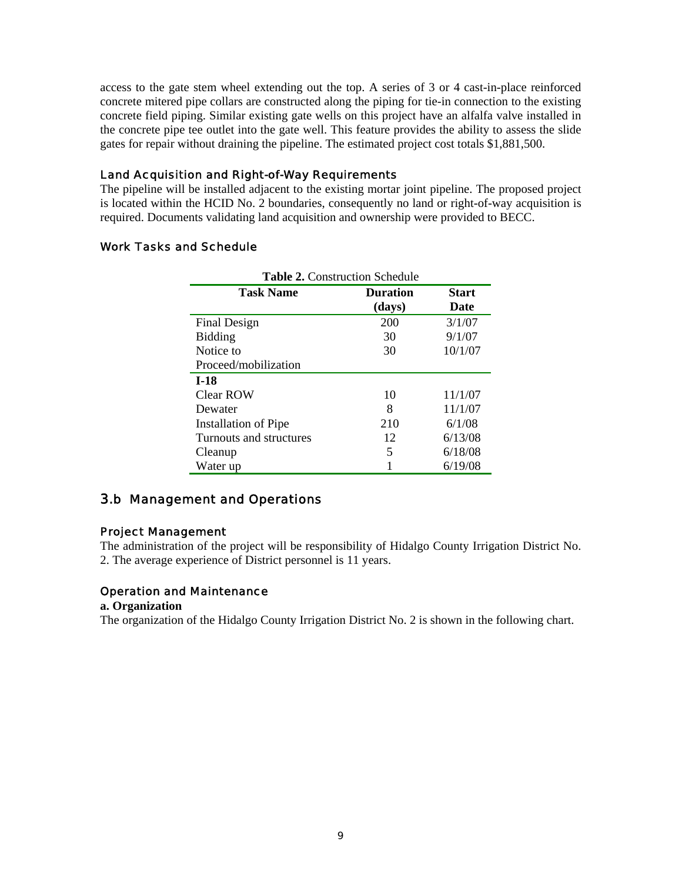access to the gate stem wheel extending out the top. A series of 3 or 4 cast-in-place reinforced concrete mitered pipe collars are constructed along the piping for tie-in connection to the existing concrete field piping. Similar existing gate wells on this project have an alfalfa valve installed in the concrete pipe tee outlet into the gate well. This feature provides the ability to assess the slide gates for repair without draining the pipeline. The estimated project cost totals $1,881,500.

### Land Acquisition and Right-of-Way Requirements

The pipeline will be installed adjacent to the existing mortar joint pipeline. The proposed project is located within the HCID No. 2 boundaries, consequently no land or right-of-way acquisition is required. Documents validating land acquisition and ownership were provided to BECC.

### Work Tasks and Schedule

**Table 2.** Construction Schedule

| Task Name | Duration (days) | Start Date |
|---|---|---|
| Final Design | 200 | 3/1/07 |
| Bidding | 30 | 9/1/07 |
| Notice to Proceed/mobilization | 30 | 10/1/07 |
| **I-18** | | |
| Clear ROW | 10 | 11/1/07 |
| Dewater | 8 | 11/1/07 |
| Installation of Pipe | 210 | 6/1/08 |
| Turnouts and structures | 12 | 6/13/08 |
| Cleanup | 5 | 6/18/08 |
| Water up | 1 | 6/19/08 |

## 3.b Management and Operations

### Project Management

The administration of the project will be responsibility of Hidalgo County Irrigation District No. 2. The average experience of District personnel is 11 years.

### Operation and Maintenance

**a. Organization**

The organization of the Hidalgo County Irrigation District No. 2 is shown in the following chart.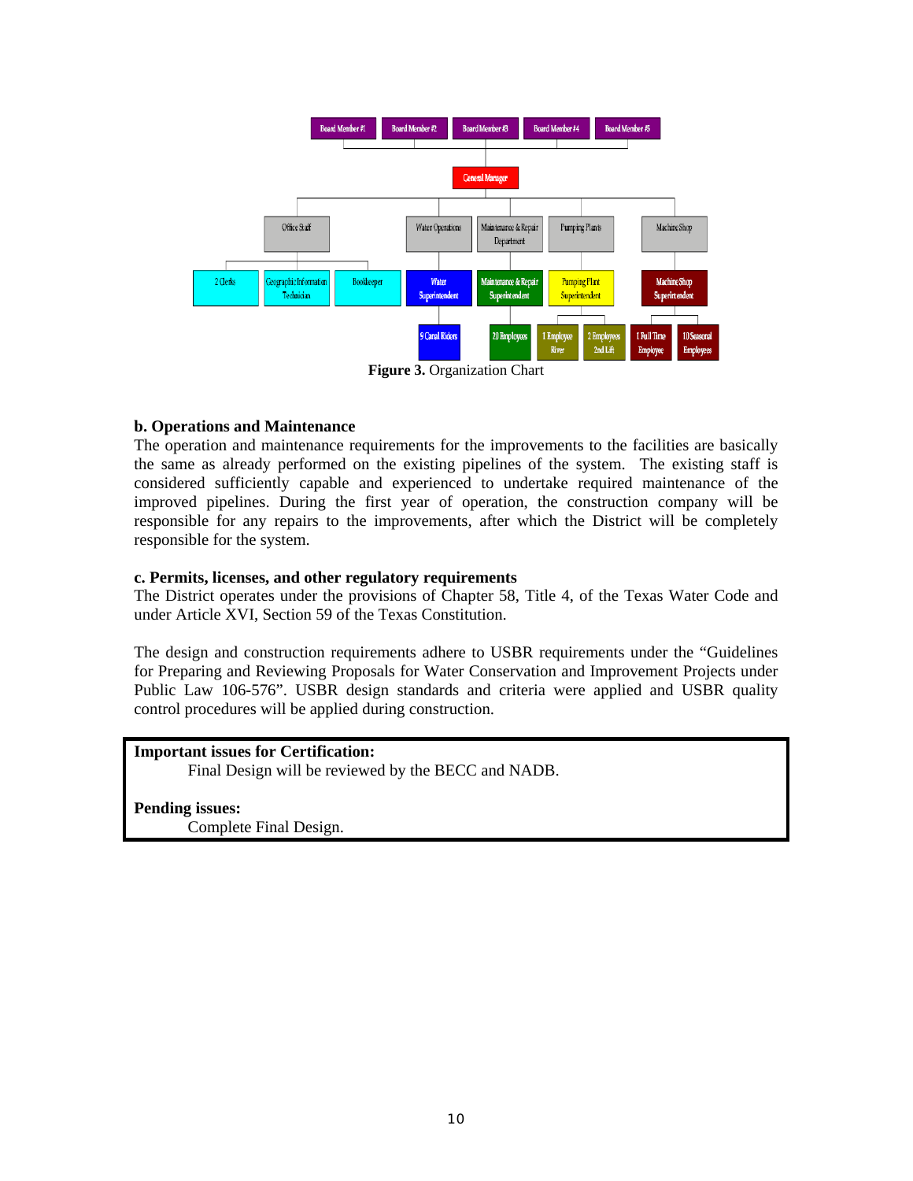Board Member #1 | Board Member #2 | Board Member #3 | Board Member #4 | Board Member #5

General Manager

Office Staff | Water Operations | Maintenance & Repair Department | Pumping Plants | Machine Shop

2 Clerks | Geographic Information Technician | Bookkeeper | Water Superintendent | Maintenance & Repair Superintendent | Pumping Plant Superintendent | Machine Shop Superintendent

9 Canal Riders | 20 Employees | 1 Employee River | 2 Employees 2nd Lift | 1 Full Time Employee | 10 Seasonal Employees

**Figure 3.** Organization Chart

**b. Operations and Maintenance**

The operation and maintenance requirements for the improvements to the facilities are basically the same as already performed on the existing pipelines of the system. The existing staff is considered sufficiently capable and experienced to undertake required maintenance of the improved pipelines. During the first year of operation, the construction company will be responsible for any repairs to the improvements, after which the District will be completely responsible for the system.

**c. Permits, licenses, and other regulatory requirements**

The District operates under the provisions of Chapter 58, Title 4, of the Texas Water Code and under Article XVI, Section 59 of the Texas Constitution.

The design and construction requirements adhere to USBR requirements under the "Guidelines for Preparing and Reviewing Proposals for Water Conservation and Improvement Projects under Public Law 106-576". USBR design standards and criteria were applied and USBR quality control procedures will be applied during construction.

**Important issues for Certification:**

Final Design will be reviewed by the BECC and NADB.

**Pending issues:**

Complete Final Design.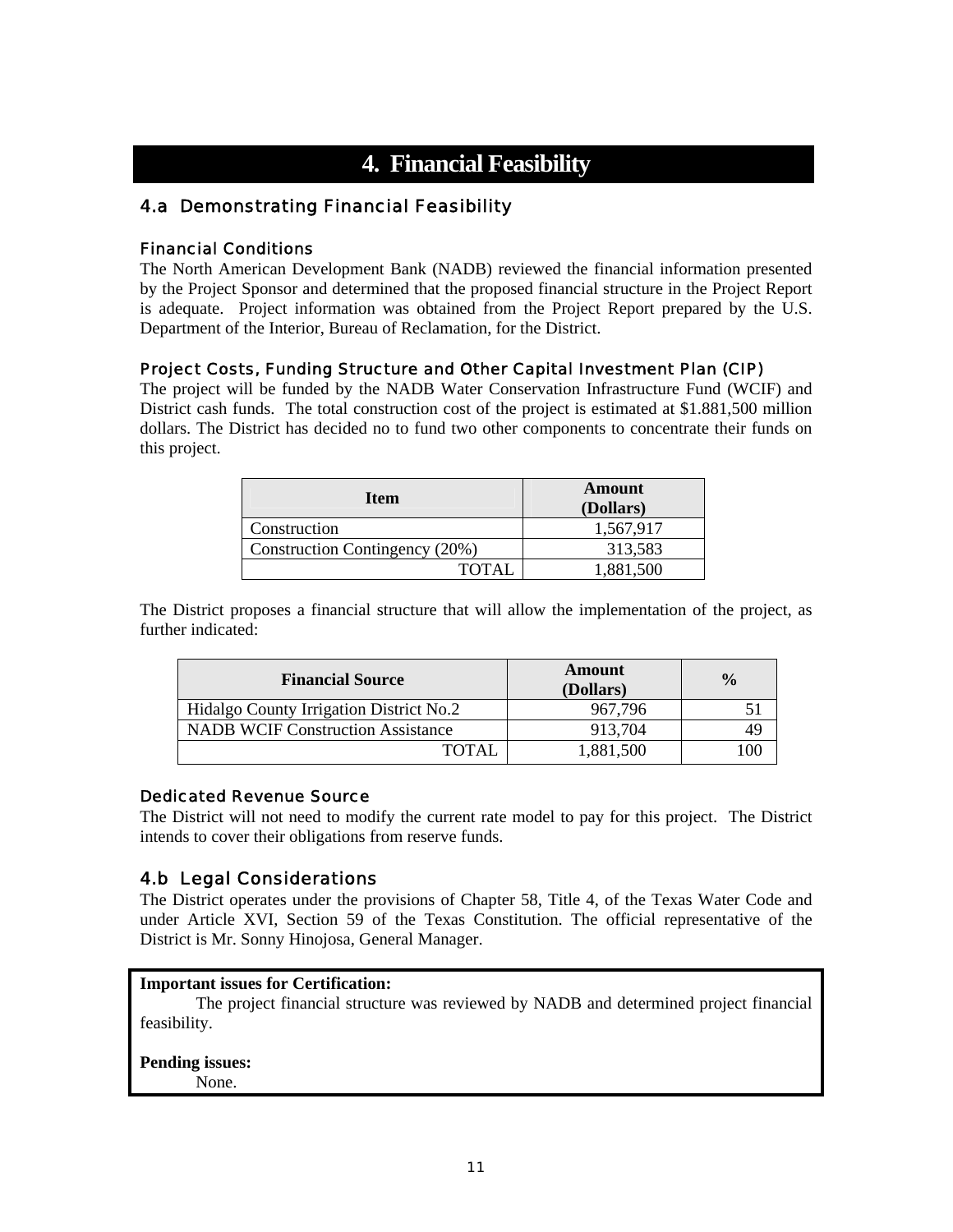# 4. Financial Feasibility

## 4.a Demonstrating Financial Feasibility

### Financial Conditions

The North American Development Bank (NADB) reviewed the financial information presented by the Project Sponsor and determined that the proposed financial structure in the Project Report is adequate. Project information was obtained from the Project Report prepared by the U.S. Department of the Interior, Bureau of Reclamation, for the District.

### Project Costs, Funding Structure and Other Capital Investment Plan (CIP)

The project will be funded by the NADB Water Conservation Infrastructure Fund (WCIF) and District cash funds. The total construction cost of the project is estimated at $1.881,500 million dollars. The District has decided no to fund two other components to concentrate their funds on this project.

| Item | Amount (Dollars) |
|---|---|
| Construction | 1,567,917 |
| Construction Contingency (20%) | 313,583 |
| TOTAL | 1,881,500 |

The District proposes a financial structure that will allow the implementation of the project, as further indicated:

| Financial Source | Amount (Dollars) | % |
|---|---|---|
| Hidalgo County Irrigation District No.2 | 967,796 | 51 |
| NADB WCIF Construction Assistance | 913,704 | 49 |
| TOTAL | 1,881,500 | 100 |

### Dedicated Revenue Source

The District will not need to modify the current rate model to pay for this project. The District intends to cover their obligations from reserve funds.

## 4.b Legal Considerations

The District operates under the provisions of Chapter 58, Title 4, of the Texas Water Code and under Article XVI, Section 59 of the Texas Constitution. The official representative of the District is Mr. Sonny Hinojosa, General Manager.

**Important issues for Certification:**

The project financial structure was reviewed by NADB and determined project financial feasibility.

**Pending issues:**

None.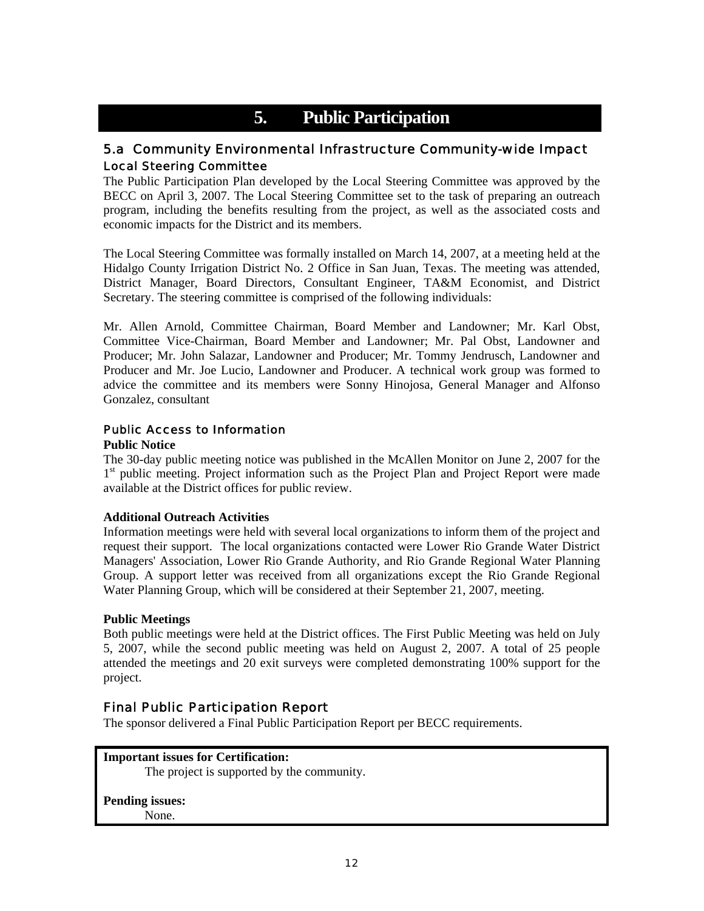# 5. Public Participation

## 5.a Community Environmental Infrastructure Community-wide Impact

### Local Steering Committee

The Public Participation Plan developed by the Local Steering Committee was approved by the BECC on April 3, 2007. The Local Steering Committee set to the task of preparing an outreach program, including the benefits resulting from the project, as well as the associated costs and economic impacts for the District and its members.

The Local Steering Committee was formally installed on March 14, 2007, at a meeting held at the Hidalgo County Irrigation District No. 2 Office in San Juan, Texas. The meeting was attended, District Manager, Board Directors, Consultant Engineer, TA&M Economist, and District Secretary. The steering committee is comprised of the following individuals:

Mr. Allen Arnold, Committee Chairman, Board Member and Landowner; Mr. Karl Obst, Committee Vice-Chairman, Board Member and Landowner; Mr. Pal Obst, Landowner and Producer; Mr. John Salazar, Landowner and Producer; Mr. Tommy Jendrusch, Landowner and Producer and Mr. Joe Lucio, Landowner and Producer. A technical work group was formed to advice the committee and its members were Sonny Hinojosa, General Manager and Alfonso Gonzalez, consultant

### Public Access to Information

**Public Notice**

The 30-day public meeting notice was published in the McAllen Monitor on June 2, 2007 for the 1st public meeting. Project information such as the Project Plan and Project Report were made available at the District offices for public review.

**Additional Outreach Activities**

Information meetings were held with several local organizations to inform them of the project and request their support. The local organizations contacted were Lower Rio Grande Water District Managers' Association, Lower Rio Grande Authority, and Rio Grande Regional Water Planning Group. A support letter was received from all organizations except the Rio Grande Regional Water Planning Group, which will be considered at their September 21, 2007, meeting.

**Public Meetings**

Both public meetings were held at the District offices. The First Public Meeting was held on July 5, 2007, while the second public meeting was held on August 2, 2007. A total of 25 people attended the meetings and 20 exit surveys were completed demonstrating 100% support for the project.

### Final Public Participation Report

The sponsor delivered a Final Public Participation Report per BECC requirements.

**Important issues for Certification:**

The project is supported by the community.

**Pending issues:**

None.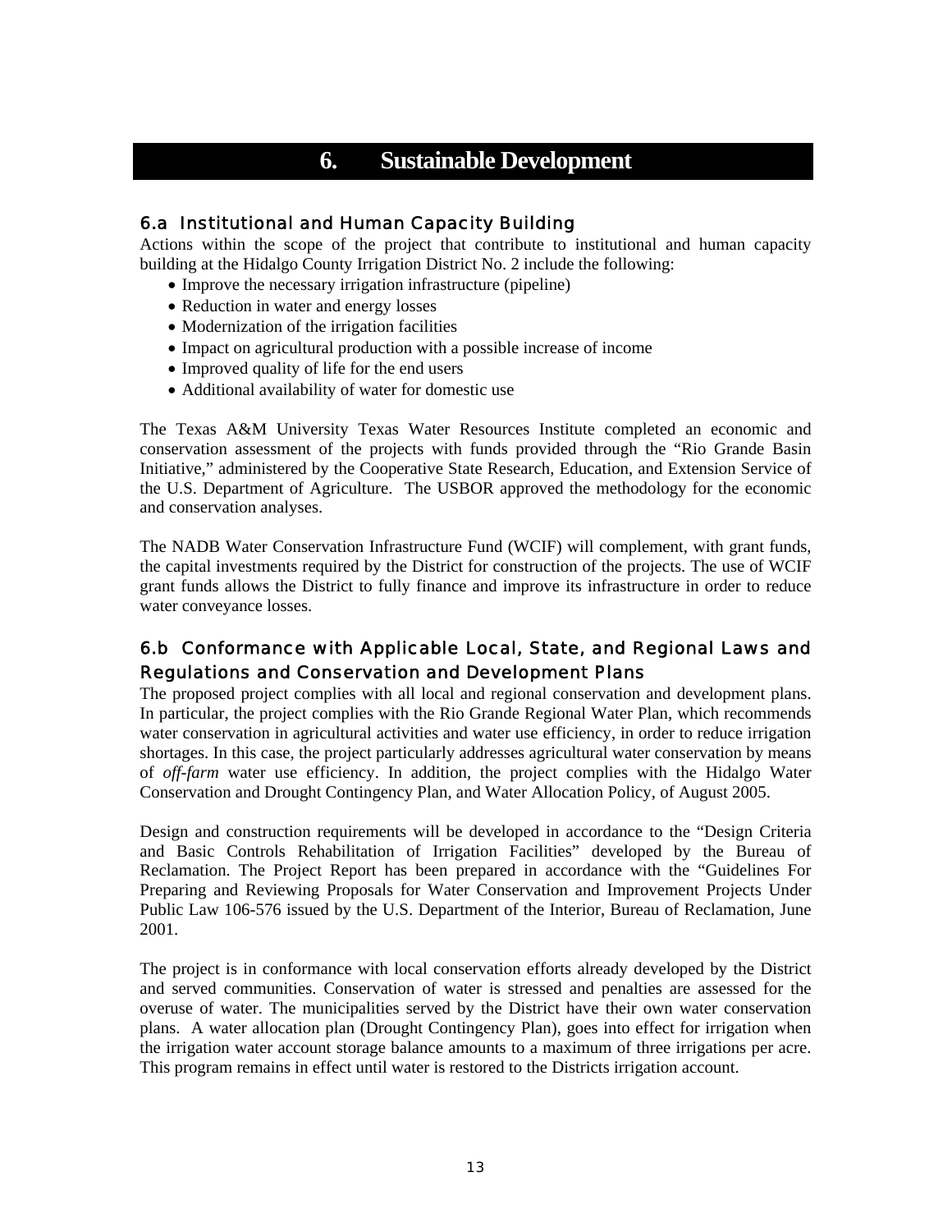# 6. Sustainable Development

## 6.a Institutional and Human Capacity Building

Actions within the scope of the project that contribute to institutional and human capacity building at the Hidalgo County Irrigation District No. 2 include the following:

- Improve the necessary irrigation infrastructure (pipeline)
- Reduction in water and energy losses
- Modernization of the irrigation facilities
- Impact on agricultural production with a possible increase of income
- Improved quality of life for the end users
- Additional availability of water for domestic use

The Texas A&M University Texas Water Resources Institute completed an economic and conservation assessment of the projects with funds provided through the "Rio Grande Basin Initiative," administered by the Cooperative State Research, Education, and Extension Service of the U.S. Department of Agriculture. The USBOR approved the methodology for the economic and conservation analyses.

The NADB Water Conservation Infrastructure Fund (WCIF) will complement, with grant funds, the capital investments required by the District for construction of the projects. The use of WCIF grant funds allows the District to fully finance and improve its infrastructure in order to reduce water conveyance losses.

## 6.b Conformance with Applicable Local, State, and Regional Laws and Regulations and Conservation and Development Plans

The proposed project complies with all local and regional conservation and development plans. In particular, the project complies with the Rio Grande Regional Water Plan, which recommends water conservation in agricultural activities and water use efficiency, in order to reduce irrigation shortages. In this case, the project particularly addresses agricultural water conservation by means of *off-farm* water use efficiency. In addition, the project complies with the Hidalgo Water Conservation and Drought Contingency Plan, and Water Allocation Policy, of August 2005.

Design and construction requirements will be developed in accordance to the "Design Criteria and Basic Controls Rehabilitation of Irrigation Facilities" developed by the Bureau of Reclamation. The Project Report has been prepared in accordance with the "Guidelines For Preparing and Reviewing Proposals for Water Conservation and Improvement Projects Under Public Law 106-576 issued by the U.S. Department of the Interior, Bureau of Reclamation, June 2001.

The project is in conformance with local conservation efforts already developed by the District and served communities. Conservation of water is stressed and penalties are assessed for the overuse of water. The municipalities served by the District have their own water conservation plans. A water allocation plan (Drought Contingency Plan), goes into effect for irrigation when the irrigation water account storage balance amounts to a maximum of three irrigations per acre. This program remains in effect until water is restored to the Districts irrigation account.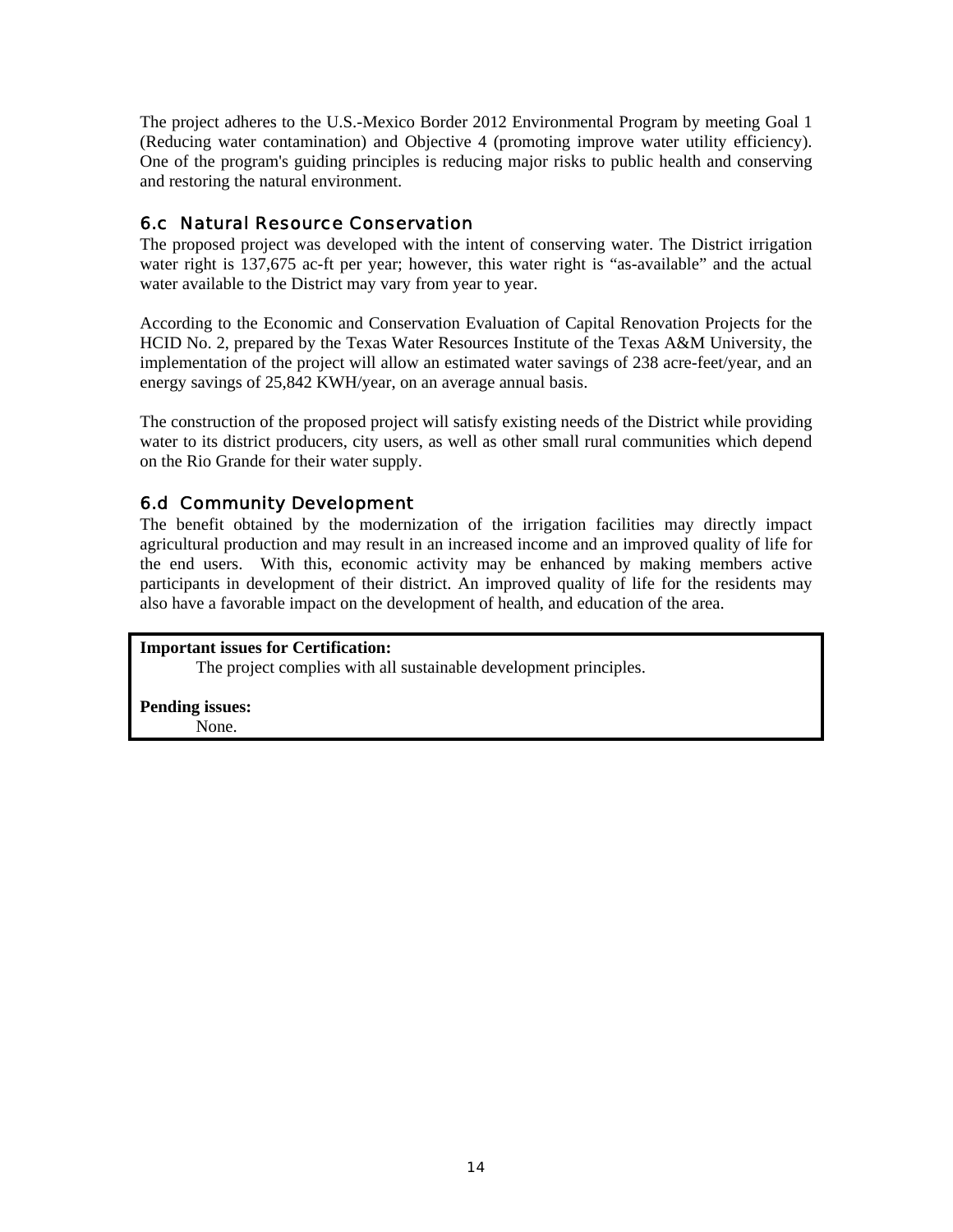The project adheres to the U.S.-Mexico Border 2012 Environmental Program by meeting Goal 1 (Reducing water contamination) and Objective 4 (promoting improve water utility efficiency). One of the program's guiding principles is reducing major risks to public health and conserving and restoring the natural environment.

### 6.c Natural Resource Conservation

The proposed project was developed with the intent of conserving water. The District irrigation water right is 137,675 ac-ft per year; however, this water right is "as-available" and the actual water available to the District may vary from year to year.

According to the Economic and Conservation Evaluation of Capital Renovation Projects for the HCID No. 2, prepared by the Texas Water Resources Institute of the Texas A&M University, the implementation of the project will allow an estimated water savings of 238 acre-feet/year, and an energy savings of 25,842 KWH/year, on an average annual basis.

The construction of the proposed project will satisfy existing needs of the District while providing water to its district producers, city users, as well as other small rural communities which depend on the Rio Grande for their water supply.

### 6.d Community Development

The benefit obtained by the modernization of the irrigation facilities may directly impact agricultural production and may result in an increased income and an improved quality of life for the end users. With this, economic activity may be enhanced by making members active participants in development of their district. An improved quality of life for the residents may also have a favorable impact on the development of health, and education of the area.

**Important issues for Certification:**

The project complies with all sustainable development principles.

**Pending issues:**

None.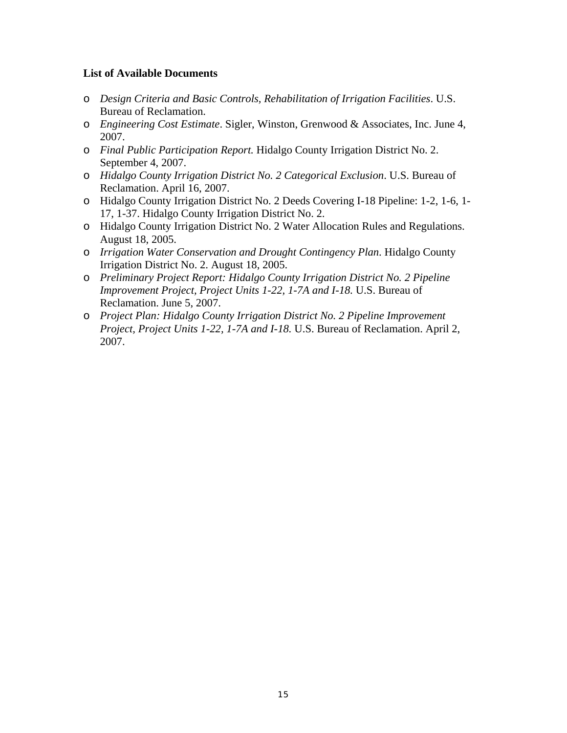**List of Available Documents**

- *Design Criteria and Basic Controls, Rehabilitation of Irrigation Facilities*. U.S. Bureau of Reclamation.
- *Engineering Cost Estimate*. Sigler, Winston, Grenwood & Associates, Inc. June 4, 2007.
- *Final Public Participation Report.* Hidalgo County Irrigation District No. 2. September 4, 2007.
- *Hidalgo County Irrigation District No. 2 Categorical Exclusion*. U.S. Bureau of Reclamation. April 16, 2007.
- Hidalgo County Irrigation District No. 2 Deeds Covering I-18 Pipeline: 1-2, 1-6, 1-17, 1-37. Hidalgo County Irrigation District No. 2.
- Hidalgo County Irrigation District No. 2 Water Allocation Rules and Regulations. August 18, 2005.
- *Irrigation Water Conservation and Drought Contingency Plan*. Hidalgo County Irrigation District No. 2. August 18, 2005.
- *Preliminary Project Report: Hidalgo County Irrigation District No. 2 Pipeline Improvement Project, Project Units 1-22, 1-7A and I-18.* U.S. Bureau of Reclamation. June 5, 2007.
- *Project Plan: Hidalgo County Irrigation District No. 2 Pipeline Improvement Project, Project Units 1-22, 1-7A and I-18.* U.S. Bureau of Reclamation. April 2, 2007.